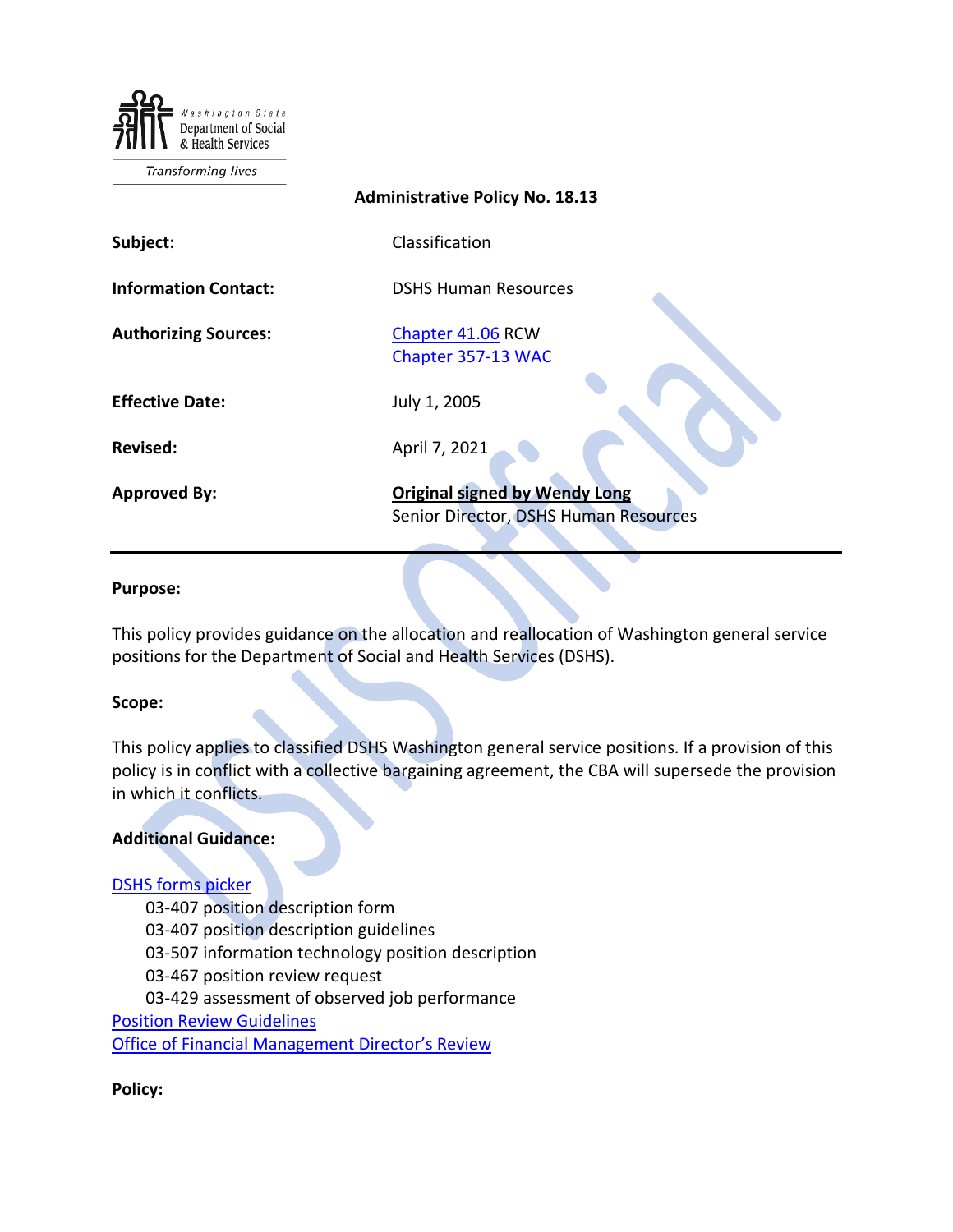Washington State Department of Social & Health Services

*Transforming lives*

**Administrative Policy No. 18.13**

| | |
|---|---|
| **Subject:** | Classification |
| **Information Contact:** | DSHS Human Resources |
| **Authorizing Sources:** | [Chapter 41.06](#) RCW<br>[Chapter 357-13 WAC](#) |
| **Effective Date:** | July 1, 2005 |
| **Revised:** | April 7, 2021 |
| **Approved By:** | **Original signed by Wendy Long**<br>Senior Director, DSHS Human Resources |

---

**Purpose:**

This policy provides guidance on the allocation and reallocation of Washington general service positions for the Department of Social and Health Services (DSHS).

**Scope:**

This policy applies to classified DSHS Washington general service positions. If a provision of this policy is in conflict with a collective bargaining agreement, the CBA will supersede the provision in which it conflicts.

**Additional Guidance:**

[DSHS forms picker](#)

- 03-407 position description form
- 03-407 position description guidelines
- 03-507 information technology position description
- 03-467 position review request
- 03-429 assessment of observed job performance

[Position Review Guidelines](#)

[Office of Financial Management Director's Review](#)

**Policy:**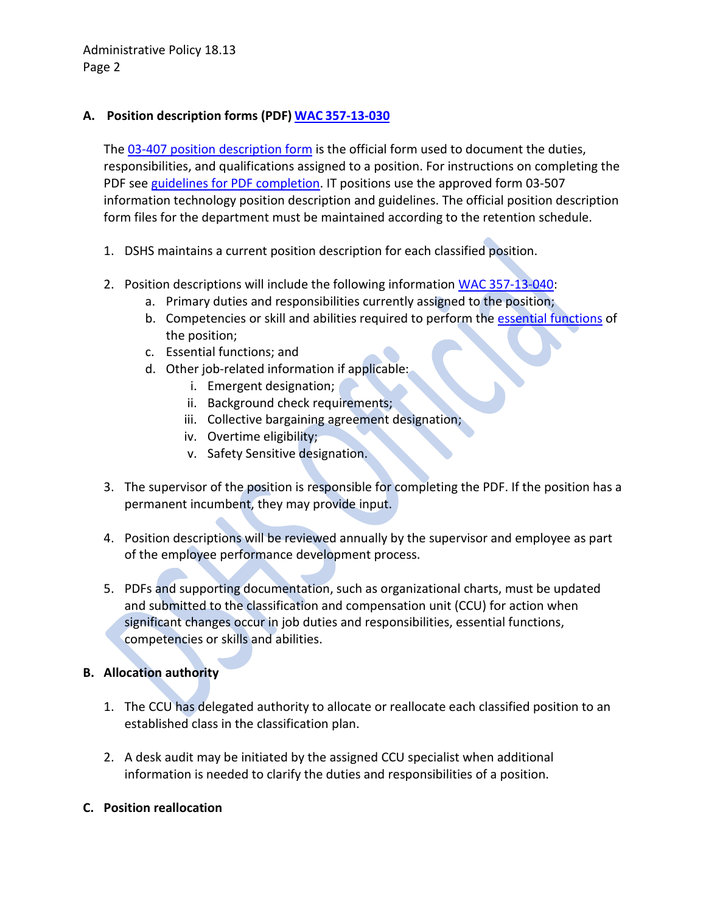## A. Position description forms (PDF) [WAC 357-13-030]

The [03-407 position description form] is the official form used to document the duties, responsibilities, and qualifications assigned to a position. For instructions on completing the PDF see [guidelines for PDF completion]. IT positions use the approved form 03-507 information technology position description and guidelines. The official position description form files for the department must be maintained according to the retention schedule.

1. DSHS maintains a current position description for each classified position.
2. Position descriptions will include the following information [WAC 357-13-040]:
   a. Primary duties and responsibilities currently assigned to the position;
   b. Competencies or skill and abilities required to perform the [essential functions] of the position;
   c. Essential functions; and
   d. Other job-related information if applicable:
      i. Emergent designation;
      ii. Background check requirements;
      iii. Collective bargaining agreement designation;
      iv. Overtime eligibility;
      v. Safety Sensitive designation.
3. The supervisor of the position is responsible for completing the PDF. If the position has a permanent incumbent, they may provide input.
4. Position descriptions will be reviewed annually by the supervisor and employee as part of the employee performance development process.
5. PDFs and supporting documentation, such as organizational charts, must be updated and submitted to the classification and compensation unit (CCU) for action when significant changes occur in job duties and responsibilities, essential functions, competencies or skills and abilities.

## B. Allocation authority

1. The CCU has delegated authority to allocate or reallocate each classified position to an established class in the classification plan.
2. A desk audit may be initiated by the assigned CCU specialist when additional information is needed to clarify the duties and responsibilities of a position.

## C. Position reallocation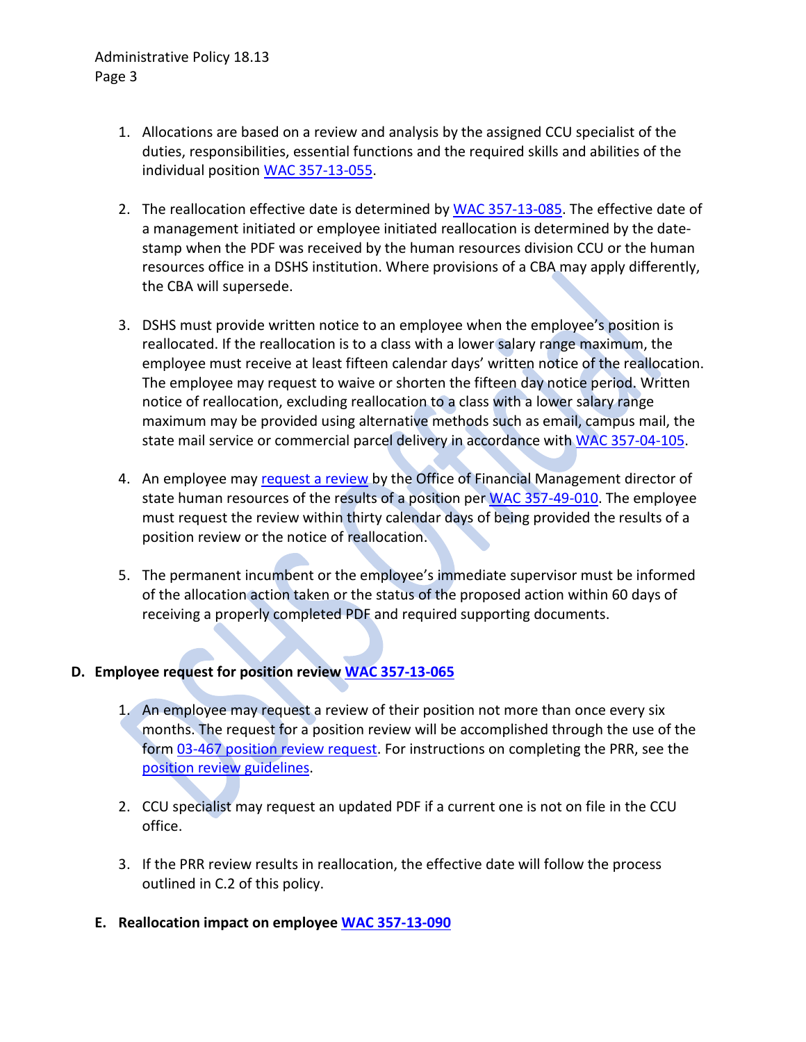1. Allocations are based on a review and analysis by the assigned CCU specialist of the duties, responsibilities, essential functions and the required skills and abilities of the individual position WAC 357-13-055.

2. The reallocation effective date is determined by WAC 357-13-085. The effective date of a management initiated or employee initiated reallocation is determined by the date-stamp when the PDF was received by the human resources division CCU or the human resources office in a DSHS institution. Where provisions of a CBA may apply differently, the CBA will supersede.

3. DSHS must provide written notice to an employee when the employee's position is reallocated. If the reallocation is to a class with a lower salary range maximum, the employee must receive at least fifteen calendar days' written notice of the reallocation. The employee may request to waive or shorten the fifteen day notice period. Written notice of reallocation, excluding reallocation to a class with a lower salary range maximum may be provided using alternative methods such as email, campus mail, the state mail service or commercial parcel delivery in accordance with WAC 357-04-105.

4. An employee may request a review by the Office of Financial Management director of state human resources of the results of a position per WAC 357-49-010. The employee must request the review within thirty calendar days of being provided the results of a position review or the notice of reallocation.

5. The permanent incumbent or the employee's immediate supervisor must be informed of the allocation action taken or the status of the proposed action within 60 days of receiving a properly completed PDF and required supporting documents.

**D. Employee request for position review WAC 357-13-065**

1. An employee may request a review of their position not more than once every six months. The request for a position review will be accomplished through the use of the form 03-467 position review request. For instructions on completing the PRR, see the position review guidelines.

2. CCU specialist may request an updated PDF if a current one is not on file in the CCU office.

3. If the PRR review results in reallocation, the effective date will follow the process outlined in C.2 of this policy.

**E. Reallocation impact on employee WAC 357-13-090**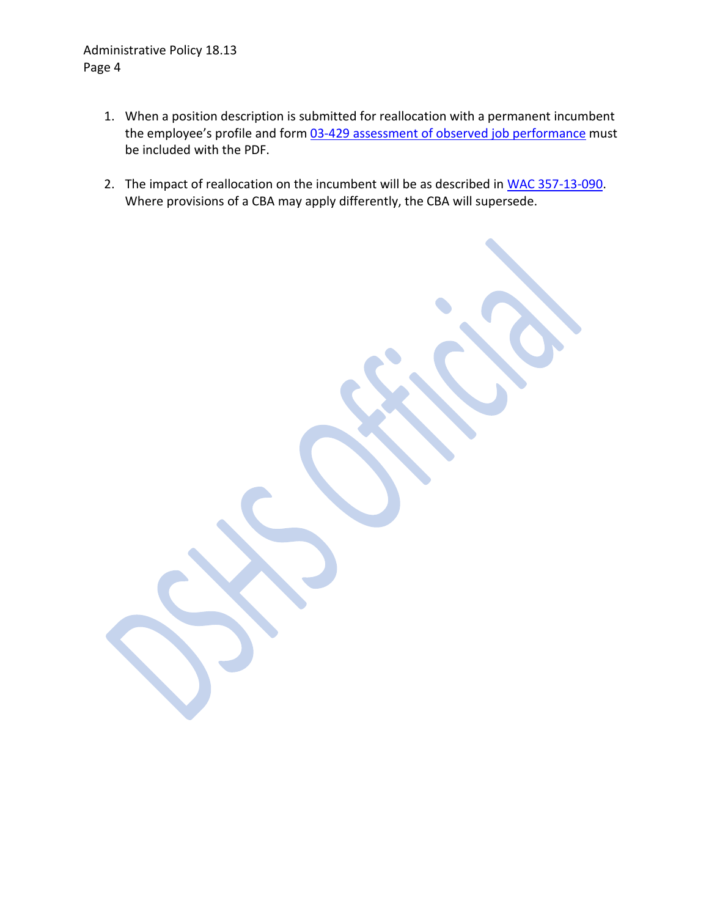1. When a position description is submitted for reallocation with a permanent incumbent the employee's profile and form 03-429 assessment of observed job performance must be included with the PDF.

2. The impact of reallocation on the incumbent will be as described in WAC 357-13-090. Where provisions of a CBA may apply differently, the CBA will supersede.